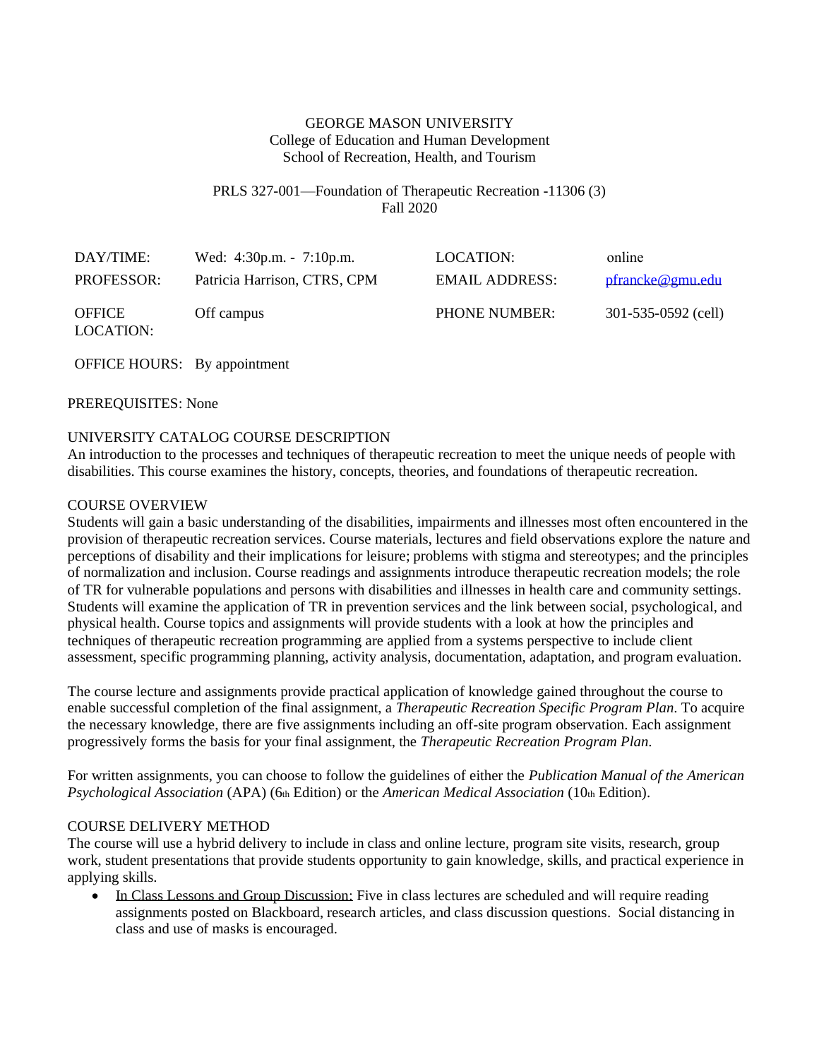GEORGE MASON UNIVERSITY
College of Education and Human Development
School of Recreation, Health, and Tourism

PRLS 327-001—Foundation of Therapeutic Recreation -11306 (3)
Fall 2020

| | | | |
|---|---|---|---|
| DAY/TIME: | Wed: 4:30p.m. - 7:10p.m. | LOCATION: | online |
| PROFESSOR: | Patricia Harrison, CTRS, CPM | EMAIL ADDRESS: | pfrancke@gmu.edu |
| OFFICE LOCATION: | Off campus | PHONE NUMBER: | 301-535-0592 (cell) |
| OFFICE HOURS: | By appointment | | |

PREREQUISITES: None

UNIVERSITY CATALOG COURSE DESCRIPTION
An introduction to the processes and techniques of therapeutic recreation to meet the unique needs of people with disabilities. This course examines the history, concepts, theories, and foundations of therapeutic recreation.

COURSE OVERVIEW
Students will gain a basic understanding of the disabilities, impairments and illnesses most often encountered in the provision of therapeutic recreation services. Course materials, lectures and field observations explore the nature and perceptions of disability and their implications for leisure; problems with stigma and stereotypes; and the principles of normalization and inclusion. Course readings and assignments introduce therapeutic recreation models; the role of TR for vulnerable populations and persons with disabilities and illnesses in health care and community settings. Students will examine the application of TR in prevention services and the link between social, psychological, and physical health. Course topics and assignments will provide students with a look at how the principles and techniques of therapeutic recreation programming are applied from a systems perspective to include client assessment, specific programming planning, activity analysis, documentation, adaptation, and program evaluation.

The course lecture and assignments provide practical application of knowledge gained throughout the course to enable successful completion of the final assignment, a *Therapeutic Recreation Specific Program Plan*. To acquire the necessary knowledge, there are five assignments including an off-site program observation. Each assignment progressively forms the basis for your final assignment, the *Therapeutic Recreation Program Plan*.

For written assignments, you can choose to follow the guidelines of either the *Publication Manual of the American Psychological Association* (APA) (6th Edition) or the *American Medical Association* (10th Edition).

COURSE DELIVERY METHOD
The course will use a hybrid delivery to include in class and online lecture, program site visits, research, group work, student presentations that provide students opportunity to gain knowledge, skills, and practical experience in applying skills.

- In Class Lessons and Group Discussion: Five in class lectures are scheduled and will require reading assignments posted on Blackboard, research articles, and class discussion questions. Social distancing in class and use of masks is encouraged.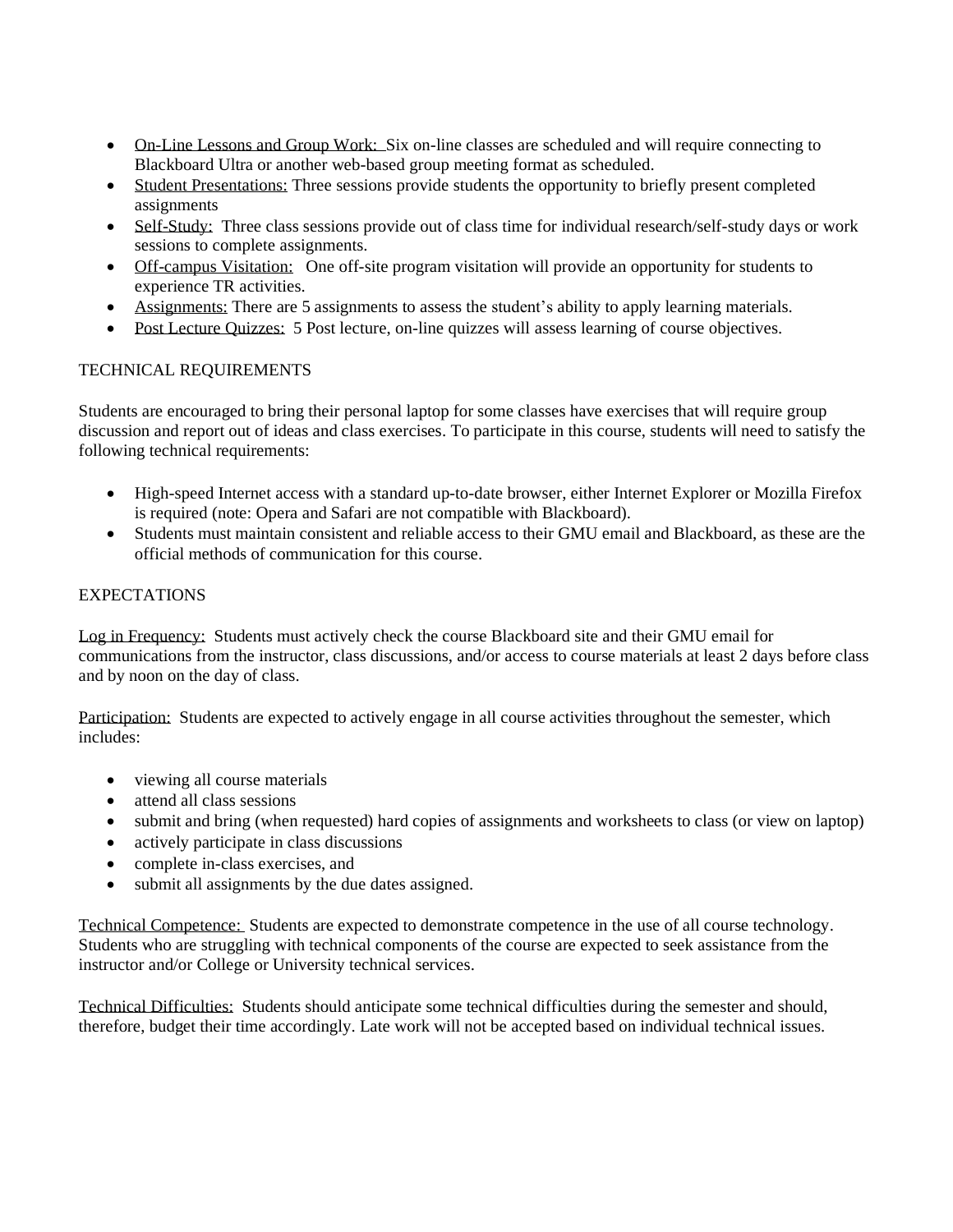- <u>On-Line Lessons and Group Work:</u> Six on-line classes are scheduled and will require connecting to Blackboard Ultra or another web-based group meeting format as scheduled.
- <u>Student Presentations:</u> Three sessions provide students the opportunity to briefly present completed assignments
- <u>Self-Study:</u> Three class sessions provide out of class time for individual research/self-study days or work sessions to complete assignments.
- <u>Off-campus Visitation:</u> One off-site program visitation will provide an opportunity for students to experience TR activities.
- <u>Assignments:</u> There are 5 assignments to assess the student's ability to apply learning materials.
- <u>Post Lecture Quizzes:</u> 5 Post lecture, on-line quizzes will assess learning of course objectives.

## TECHNICAL REQUIREMENTS

Students are encouraged to bring their personal laptop for some classes have exercises that will require group discussion and report out of ideas and class exercises. To participate in this course, students will need to satisfy the following technical requirements:

- High-speed Internet access with a standard up-to-date browser, either Internet Explorer or Mozilla Firefox is required (note: Opera and Safari are not compatible with Blackboard).
- Students must maintain consistent and reliable access to their GMU email and Blackboard, as these are the official methods of communication for this course.

## EXPECTATIONS

<u>Log in Frequency:</u> Students must actively check the course Blackboard site and their GMU email for communications from the instructor, class discussions, and/or access to course materials at least 2 days before class and by noon on the day of class.

<u>Participation:</u> Students are expected to actively engage in all course activities throughout the semester, which includes:

- viewing all course materials
- attend all class sessions
- submit and bring (when requested) hard copies of assignments and worksheets to class (or view on laptop)
- actively participate in class discussions
- complete in-class exercises, and
- submit all assignments by the due dates assigned.

<u>Technical Competence:</u> Students are expected to demonstrate competence in the use of all course technology. Students who are struggling with technical components of the course are expected to seek assistance from the instructor and/or College or University technical services.

<u>Technical Difficulties:</u> Students should anticipate some technical difficulties during the semester and should, therefore, budget their time accordingly. Late work will not be accepted based on individual technical issues.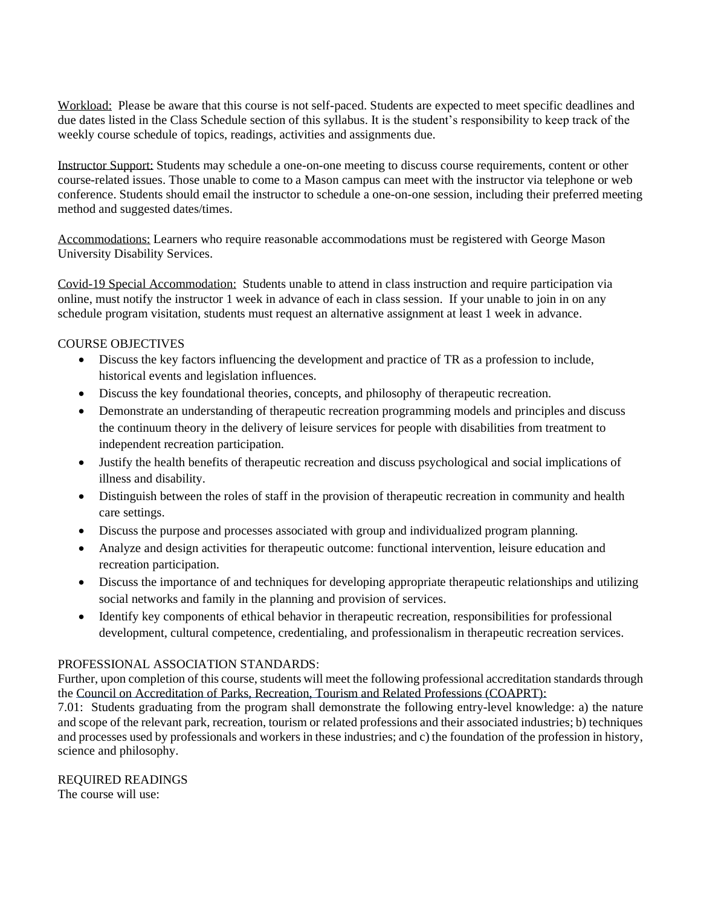Workload: Please be aware that this course is not self-paced. Students are expected to meet specific deadlines and due dates listed in the Class Schedule section of this syllabus. It is the student's responsibility to keep track of the weekly course schedule of topics, readings, activities and assignments due.

Instructor Support: Students may schedule a one-on-one meeting to discuss course requirements, content or other course-related issues. Those unable to come to a Mason campus can meet with the instructor via telephone or web conference. Students should email the instructor to schedule a one-on-one session, including their preferred meeting method and suggested dates/times.

Accommodations: Learners who require reasonable accommodations must be registered with George Mason University Disability Services.

Covid-19 Special Accommodation: Students unable to attend in class instruction and require participation via online, must notify the instructor 1 week in advance of each in class session. If your unable to join in on any schedule program visitation, students must request an alternative assignment at least 1 week in advance.

## COURSE OBJECTIVES

- Discuss the key factors influencing the development and practice of TR as a profession to include, historical events and legislation influences.
- Discuss the key foundational theories, concepts, and philosophy of therapeutic recreation.
- Demonstrate an understanding of therapeutic recreation programming models and principles and discuss the continuum theory in the delivery of leisure services for people with disabilities from treatment to independent recreation participation.
- Justify the health benefits of therapeutic recreation and discuss psychological and social implications of illness and disability.
- Distinguish between the roles of staff in the provision of therapeutic recreation in community and health care settings.
- Discuss the purpose and processes associated with group and individualized program planning.
- Analyze and design activities for therapeutic outcome: functional intervention, leisure education and recreation participation.
- Discuss the importance of and techniques for developing appropriate therapeutic relationships and utilizing social networks and family in the planning and provision of services.
- Identify key components of ethical behavior in therapeutic recreation, responsibilities for professional development, cultural competence, credentialing, and professionalism in therapeutic recreation services.

## PROFESSIONAL ASSOCIATION STANDARDS:

Further, upon completion of this course, students will meet the following professional accreditation standards through the Council on Accreditation of Parks, Recreation, Tourism and Related Professions (COAPRT):

7.01: Students graduating from the program shall demonstrate the following entry-level knowledge: a) the nature and scope of the relevant park, recreation, tourism or related professions and their associated industries; b) techniques and processes used by professionals and workers in these industries; and c) the foundation of the profession in history, science and philosophy.

## REQUIRED READINGS

The course will use: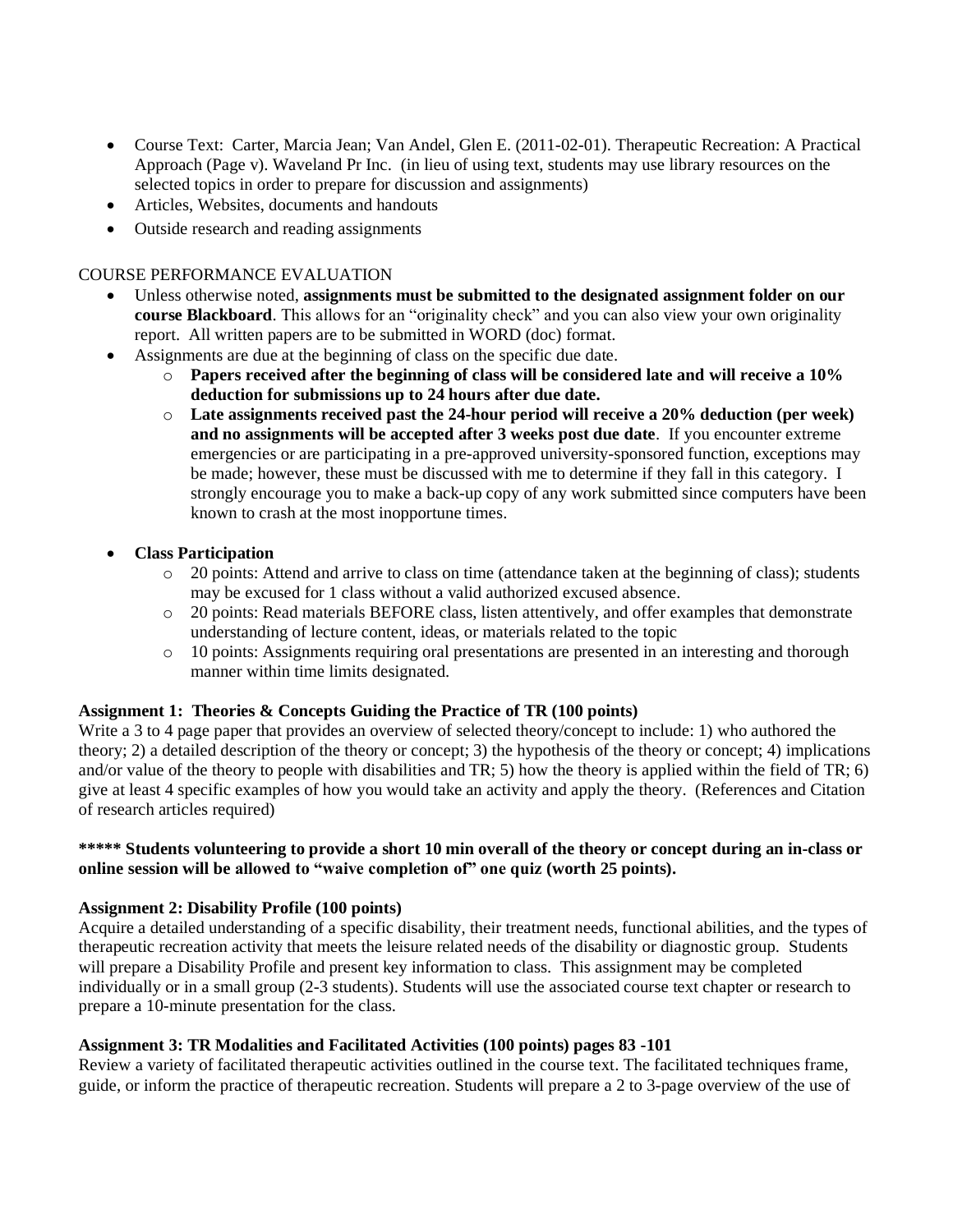- Course Text: Carter, Marcia Jean; Van Andel, Glen E. (2011-02-01). Therapeutic Recreation: A Practical Approach (Page v). Waveland Pr Inc. (in lieu of using text, students may use library resources on the selected topics in order to prepare for discussion and assignments)
- Articles, Websites, documents and handouts
- Outside research and reading assignments

COURSE PERFORMANCE EVALUATION

- Unless otherwise noted, **assignments must be submitted to the designated assignment folder on our course Blackboard**. This allows for an "originality check" and you can also view your own originality report. All written papers are to be submitted in WORD (doc) format.
- Assignments are due at the beginning of class on the specific due date.
  - **Papers received after the beginning of class will be considered late and will receive a 10% deduction for submissions up to 24 hours after due date.**
  - **Late assignments received past the 24-hour period will receive a 20% deduction (per week) and no assignments will be accepted after 3 weeks post due date**. If you encounter extreme emergencies or are participating in a pre-approved university-sponsored function, exceptions may be made; however, these must be discussed with me to determine if they fall in this category. I strongly encourage you to make a back-up copy of any work submitted since computers have been known to crash at the most inopportune times.

- **Class Participation**
  - 20 points: Attend and arrive to class on time (attendance taken at the beginning of class); students may be excused for 1 class without a valid authorized excused absence.
  - 20 points: Read materials BEFORE class, listen attentively, and offer examples that demonstrate understanding of lecture content, ideas, or materials related to the topic
  - 10 points: Assignments requiring oral presentations are presented in an interesting and thorough manner within time limits designated.

**Assignment 1: Theories & Concepts Guiding the Practice of TR (100 points)**

Write a 3 to 4 page paper that provides an overview of selected theory/concept to include: 1) who authored the theory; 2) a detailed description of the theory or concept; 3) the hypothesis of the theory or concept; 4) implications and/or value of the theory to people with disabilities and TR; 5) how the theory is applied within the field of TR; 6) give at least 4 specific examples of how you would take an activity and apply the theory. (References and Citation of research articles required)

**\*\*\*\*\* Students volunteering to provide a short 10 min overall of the theory or concept during an in-class or online session will be allowed to "waive completion of" one quiz (worth 25 points).**

**Assignment 2: Disability Profile (100 points)**

Acquire a detailed understanding of a specific disability, their treatment needs, functional abilities, and the types of therapeutic recreation activity that meets the leisure related needs of the disability or diagnostic group. Students will prepare a Disability Profile and present key information to class. This assignment may be completed individually or in a small group (2-3 students). Students will use the associated course text chapter or research to prepare a 10-minute presentation for the class.

**Assignment 3: TR Modalities and Facilitated Activities (100 points) pages 83 -101**

Review a variety of facilitated therapeutic activities outlined in the course text. The facilitated techniques frame, guide, or inform the practice of therapeutic recreation. Students will prepare a 2 to 3-page overview of the use of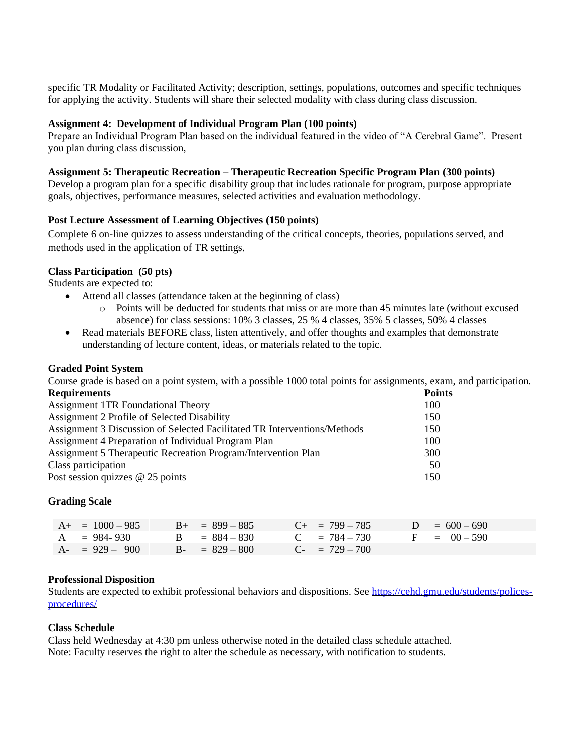specific TR Modality or Facilitated Activity; description, settings, populations, outcomes and specific techniques for applying the activity. Students will share their selected modality with class during class discussion.

**Assignment 4: Development of Individual Program Plan (100 points)**
Prepare an Individual Program Plan based on the individual featured in the video of "A Cerebral Game". Present you plan during class discussion,

**Assignment 5: Therapeutic Recreation – Therapeutic Recreation Specific Program Plan (300 points)**
Develop a program plan for a specific disability group that includes rationale for program, purpose appropriate goals, objectives, performance measures, selected activities and evaluation methodology.

**Post Lecture Assessment of Learning Objectives (150 points)**

Complete 6 on-line quizzes to assess understanding of the critical concepts, theories, populations served, and methods used in the application of TR settings.

**Class Participation (50 pts)**
Students are expected to:

- Attend all classes (attendance taken at the beginning of class)
  - Points will be deducted for students that miss or are more than 45 minutes late (without excused absence) for class sessions: 10% 3 classes, 25 % 4 classes, 35% 5 classes, 50% 4 classes
- Read materials BEFORE class, listen attentively, and offer thoughts and examples that demonstrate understanding of lecture content, ideas, or materials related to the topic.

**Graded Point System**
Course grade is based on a point system, with a possible 1000 total points for assignments, exam, and participation.

| **Requirements** | **Points** |
|---|---|
| Assignment 1TR Foundational Theory | 100 |
| Assignment 2 Profile of Selected Disability | 150 |
| Assignment 3 Discussion of Selected Facilitated TR Interventions/Methods | 150 |
| Assignment 4 Preparation of Individual Program Plan | 100 |
| Assignment 5 Therapeutic Recreation Program/Intervention Plan | 300 |
| Class participation | 50 |
| Post session quizzes @ 25 points | 150 |

**Grading Scale**

| | | | | | | | |
|---|---|---|---|---|---|---|---|
| A+ | = 1000 – 985 | B+ | = 899 – 885 | C+ | = 799 – 785 | D | = 600 – 690 |
| A | = 984- 930 | B | = 884 – 830 | C | = 784 – 730 | F | = 00 – 590 |
| A- | = 929 – 900 | B- | = 829 – 800 | C- | = 729 – 700 | | |

**Professional Disposition**
Students are expected to exhibit professional behaviors and dispositions. See https://cehd.gmu.edu/students/polices-procedures/

**Class Schedule**
Class held Wednesday at 4:30 pm unless otherwise noted in the detailed class schedule attached.
Note: Faculty reserves the right to alter the schedule as necessary, with notification to students.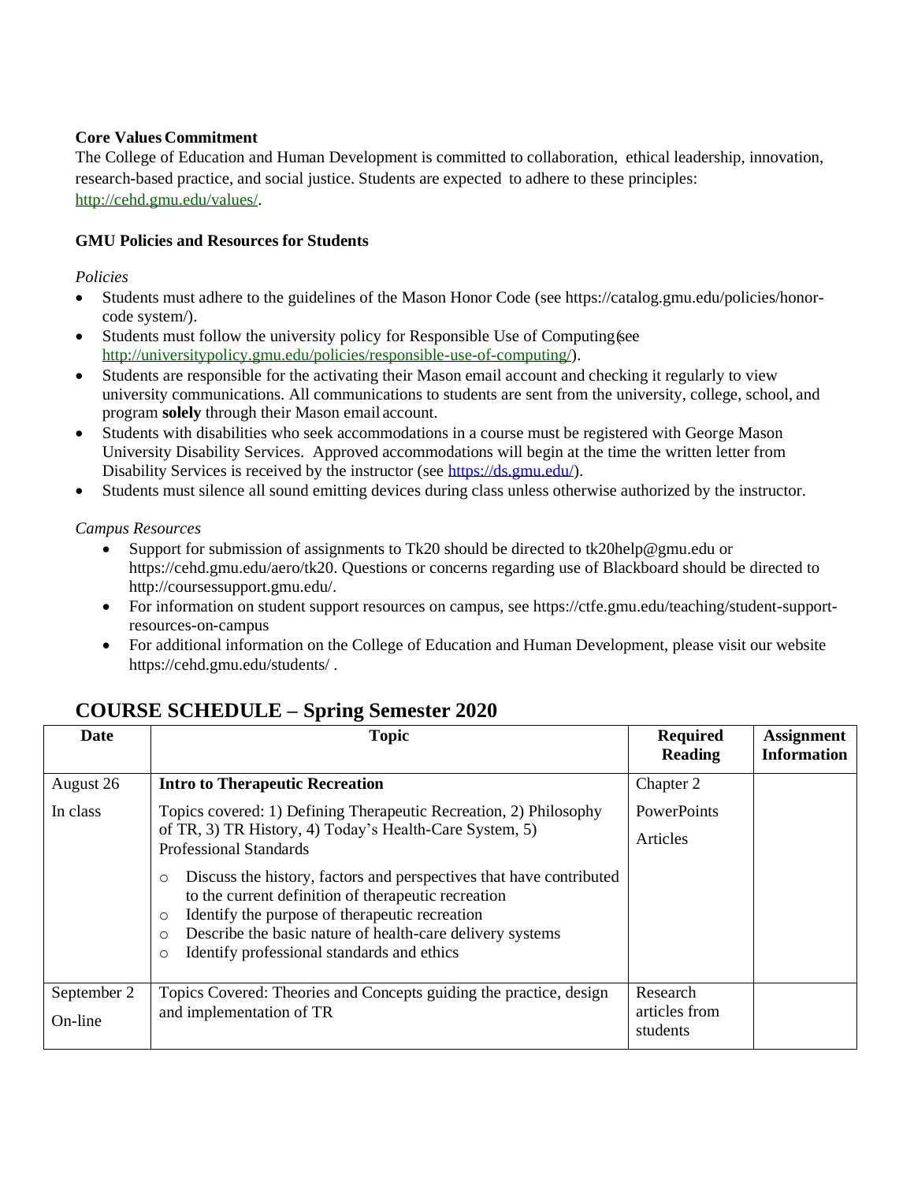**Core Values Commitment**

The College of Education and Human Development is committed to collaboration, ethical leadership, innovation, research-based practice, and social justice. Students are expected to adhere to these principles: http://cehd.gmu.edu/values/.

**GMU Policies and Resources for Students**

*Policies*

- Students must adhere to the guidelines of the Mason Honor Code (see https://catalog.gmu.edu/policies/honor-code system/).
- Students must follow the university policy for Responsible Use of Computing (see http://universitypolicy.gmu.edu/policies/responsible-use-of-computing/).
- Students are responsible for the activating their Mason email account and checking it regularly to view university communications. All communications to students are sent from the university, college, school, and program **solely** through their Mason email account.
- Students with disabilities who seek accommodations in a course must be registered with George Mason University Disability Services. Approved accommodations will begin at the time the written letter from Disability Services is received by the instructor (see https://ds.gmu.edu/).
- Students must silence all sound emitting devices during class unless otherwise authorized by the instructor.

*Campus Resources*

- Support for submission of assignments to Tk20 should be directed to tk20help@gmu.edu or https://cehd.gmu.edu/aero/tk20. Questions or concerns regarding use of Blackboard should be directed to http://coursessupport.gmu.edu/.
- For information on student support resources on campus, see https://ctfe.gmu.edu/teaching/student-support-resources-on-campus
- For additional information on the College of Education and Human Development, please visit our website https://cehd.gmu.edu/students/ .

## COURSE SCHEDULE – Spring Semester 2020

| Date | Topic | Required Reading | Assignment Information |
|---|---|---|---|
| August 26<br>In class | **Intro to Therapeutic Recreation**<br>Topics covered: 1) Defining Therapeutic Recreation, 2) Philosophy of TR, 3) TR History, 4) Today's Health-Care System, 5) Professional Standards<br>○ Discuss the history, factors and perspectives that have contributed to the current definition of therapeutic recreation<br>○ Identify the purpose of therapeutic recreation<br>○ Describe the basic nature of health-care delivery systems<br>○ Identify professional standards and ethics | Chapter 2<br>PowerPoints<br>Articles | |
| September 2<br>On-line | Topics Covered: Theories and Concepts guiding the practice, design and implementation of TR | Research articles from students | |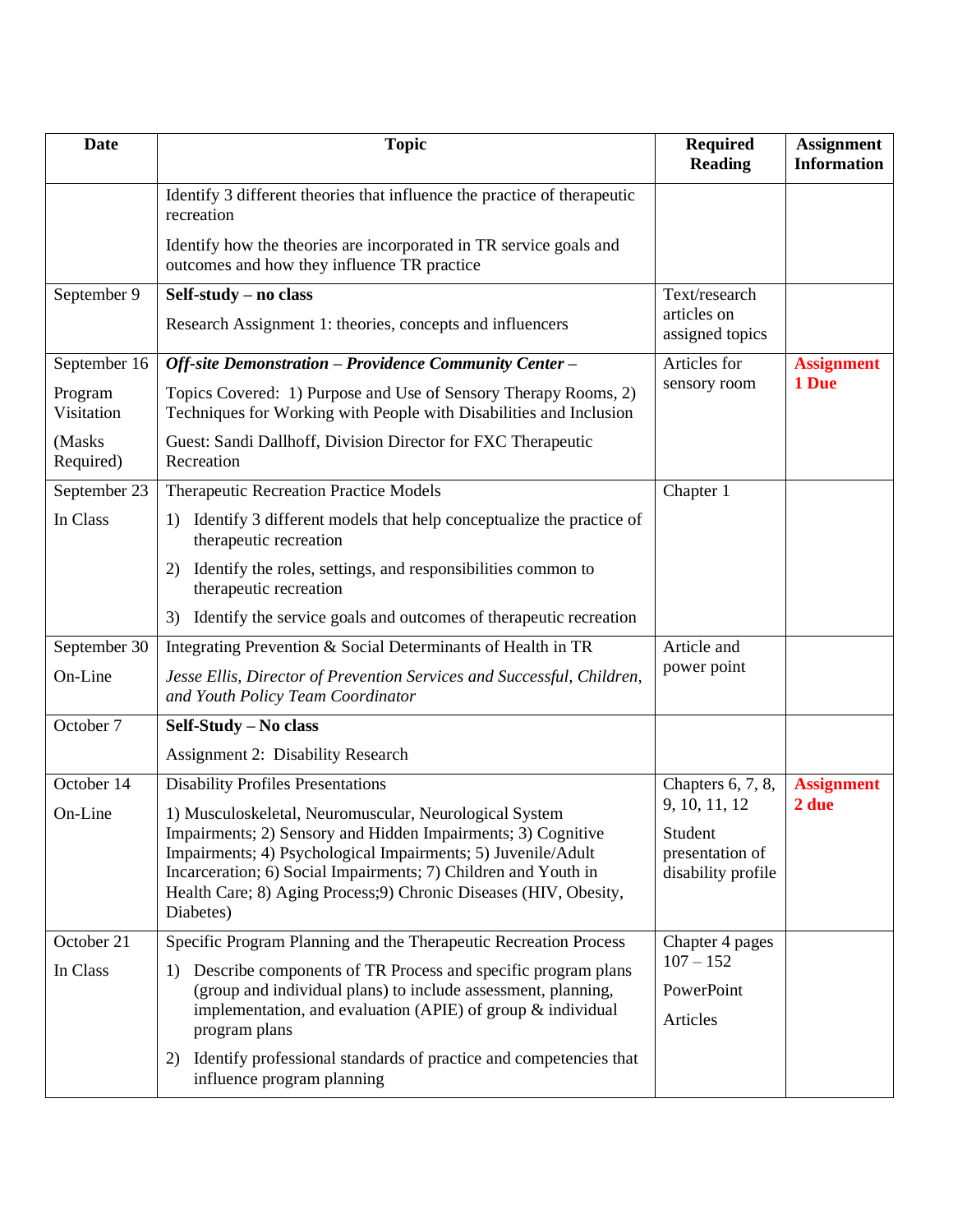| Date | Topic | Required Reading | Assignment Information |
|---|---|---|---|
| | Identify 3 different theories that influence the practice of therapeutic recreation<br><br>Identify how the theories are incorporated in TR service goals and outcomes and how they influence TR practice | | |
| September 9 | **Self-study – no class**<br><br>Research Assignment 1: theories, concepts and influencers | Text/research articles on assigned topics | |
| September 16<br><br>Program Visitation<br><br>(Masks Required) | ***Off-site Demonstration – Providence Community Center –***<br><br>Topics Covered: 1) Purpose and Use of Sensory Therapy Rooms, 2) Techniques for Working with People with Disabilities and Inclusion<br><br>Guest: Sandi Dallhoff, Division Director for FXC Therapeutic Recreation | Articles for sensory room | **Assignment 1 Due** |
| September 23<br><br>In Class | Therapeutic Recreation Practice Models<br><br>1) Identify 3 different models that help conceptualize the practice of therapeutic recreation<br><br>2) Identify the roles, settings, and responsibilities common to therapeutic recreation<br><br>3) Identify the service goals and outcomes of therapeutic recreation | Chapter 1 | |
| September 30<br><br>On-Line | Integrating Prevention & Social Determinants of Health in TR<br><br>*Jesse Ellis, Director of Prevention Services and Successful, Children, and Youth Policy Team Coordinator* | Article and power point | |
| October 7 | **Self-Study – No class**<br><br>Assignment 2: Disability Research | | |
| October 14<br><br>On-Line | Disability Profiles Presentations<br><br>1) Musculoskeletal, Neuromuscular, Neurological System Impairments; 2) Sensory and Hidden Impairments; 3) Cognitive Impairments; 4) Psychological Impairments; 5) Juvenile/Adult Incarceration; 6) Social Impairments; 7) Children and Youth in Health Care; 8) Aging Process;9) Chronic Diseases (HIV, Obesity, Diabetes) | Chapters 6, 7, 8, 9, 10, 11, 12<br><br>Student presentation of disability profile | **Assignment 2 due** |
| October 21<br><br>In Class | Specific Program Planning and the Therapeutic Recreation Process<br><br>1) Describe components of TR Process and specific program plans (group and individual plans) to include assessment, planning, implementation, and evaluation (APIE) of group & individual program plans<br><br>2) Identify professional standards of practice and competencies that influence program planning | Chapter 4 pages 107 – 152<br><br>PowerPoint<br><br>Articles | |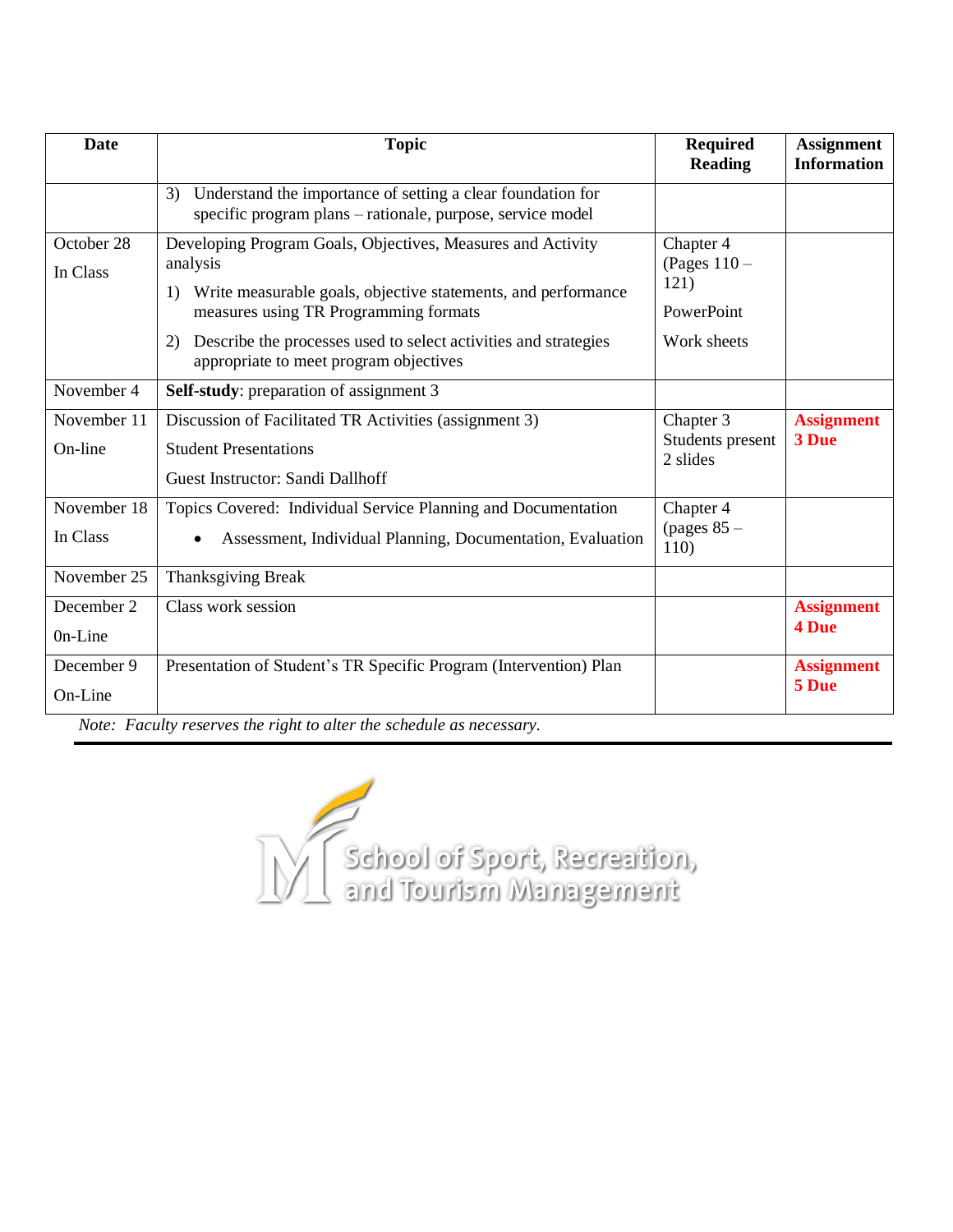| Date | Topic | Required Reading | Assignment Information |
|---|---|---|---|
| | 3) Understand the importance of setting a clear foundation for specific program plans – rationale, purpose, service model | | |
| October 28<br>In Class | Developing Program Goals, Objectives, Measures and Activity analysis<br>1) Write measurable goals, objective statements, and performance measures using TR Programming formats<br>2) Describe the processes used to select activities and strategies appropriate to meet program objectives | Chapter 4 (Pages 110 – 121)<br>PowerPoint<br>Work sheets | |
| November 4 | **Self-study**: preparation of assignment 3 | | |
| November 11<br>On-line | Discussion of Facilitated TR Activities (assignment 3)<br>Student Presentations<br>Guest Instructor: Sandi Dallhoff | Chapter 3 Students present 2 slides | **Assignment 3 Due** |
| November 18<br>In Class | Topics Covered: Individual Service Planning and Documentation<br>• Assessment, Individual Planning, Documentation, Evaluation | Chapter 4 (pages 85 – 110) | |
| November 25 | Thanksgiving Break | | |
| December 2<br>0n-Line | Class work session | | **Assignment 4 Due** |
| December 9<br>On-Line | Presentation of Student's TR Specific Program (Intervention) Plan | | **Assignment 5 Due** |

*Note: Faculty reserves the right to alter the schedule as necessary.*

School of Sport, Recreation, and Tourism Management